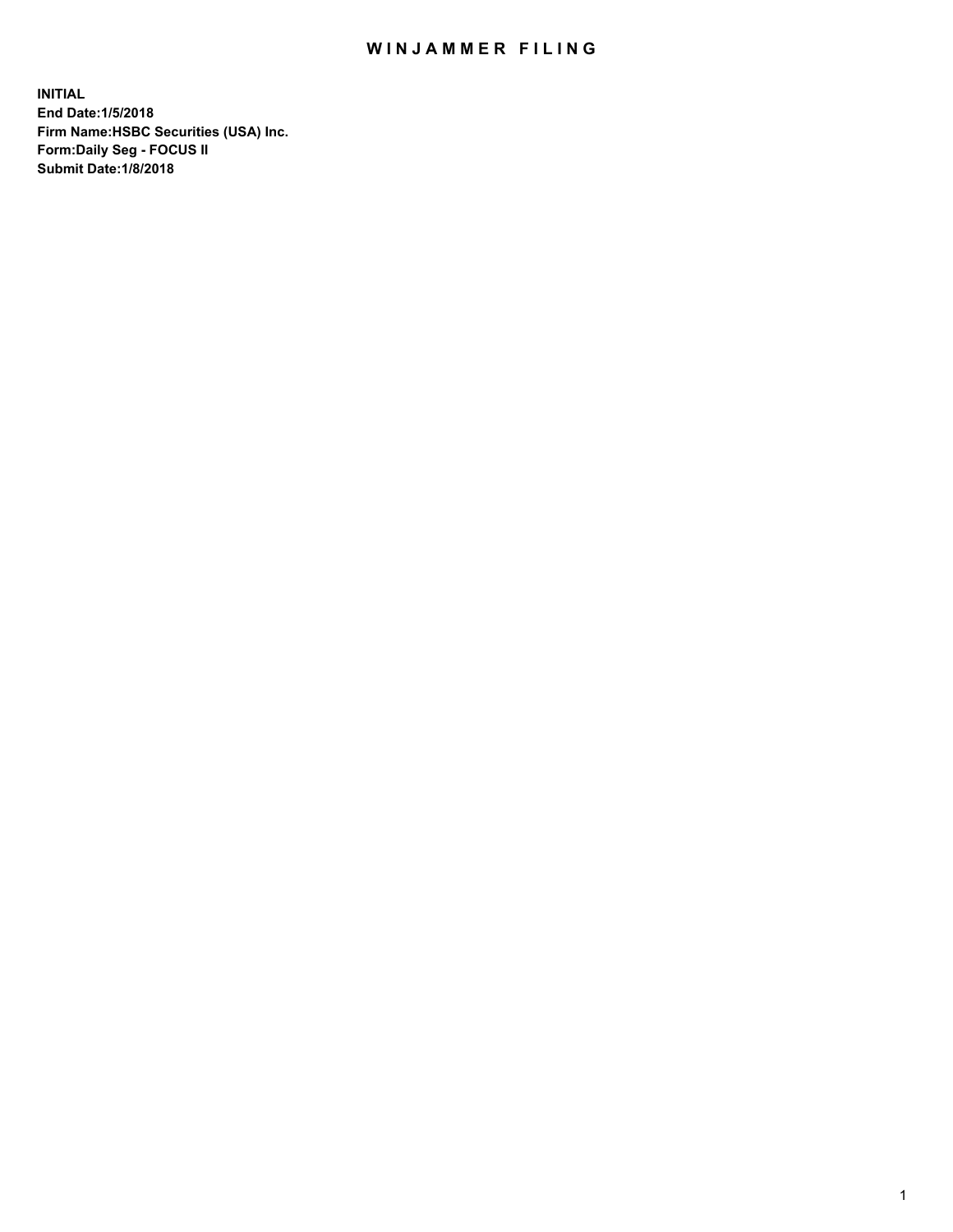# WINJAMMER FILING

**INITIAL**
**End Date:1/5/2018**
**Firm Name:HSBC Securities (USA) Inc.**
**Form:Daily Seg - FOCUS II**
**Submit Date:1/8/2018**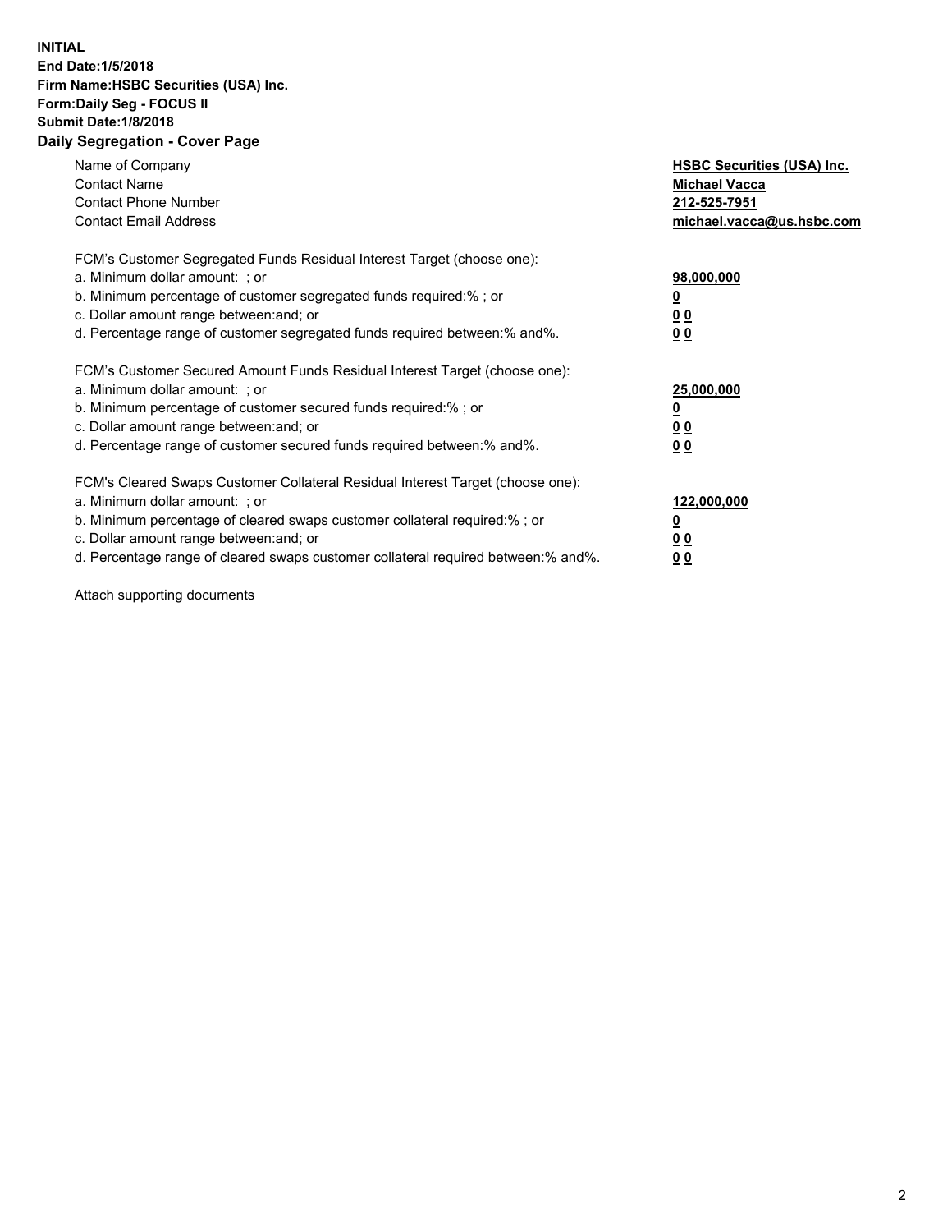**INITIAL**
**End Date:1/5/2018**
**Firm Name:HSBC Securities (USA) Inc.**
**Form:Daily Seg - FOCUS II**
**Submit Date:1/8/2018**

## Daily Segregation - Cover Page

| | |
|---|---|
| Name of Company | **HSBC Securities (USA) Inc.** |
| Contact Name | **Michael Vacca** |
| Contact Phone Number | **212-525-7951** |
| Contact Email Address | **michael.vacca@us.hsbc.com** |

FCM's Customer Segregated Funds Residual Interest Target (choose one):

| | |
|---|---|
| a. Minimum dollar amount: ; or | **98,000,000** |
| b. Minimum percentage of customer segregated funds required:% ; or | **0** |
| c. Dollar amount range between:and; or | **0 0** |
| d. Percentage range of customer segregated funds required between:% and%. | **0 0** |

FCM's Customer Secured Amount Funds Residual Interest Target (choose one):

| | |
|---|---|
| a. Minimum dollar amount: ; or | **25,000,000** |
| b. Minimum percentage of customer secured funds required:% ; or | **0** |
| c. Dollar amount range between:and; or | **0 0** |
| d. Percentage range of customer secured funds required between:% and%. | **0 0** |

FCM's Cleared Swaps Customer Collateral Residual Interest Target (choose one):

| | |
|---|---|
| a. Minimum dollar amount: ; or | **122,000,000** |
| b. Minimum percentage of cleared swaps customer collateral required:% ; or | **0** |
| c. Dollar amount range between:and; or | **0 0** |
| d. Percentage range of cleared swaps customer collateral required between:% and%. | **0 0** |

Attach supporting documents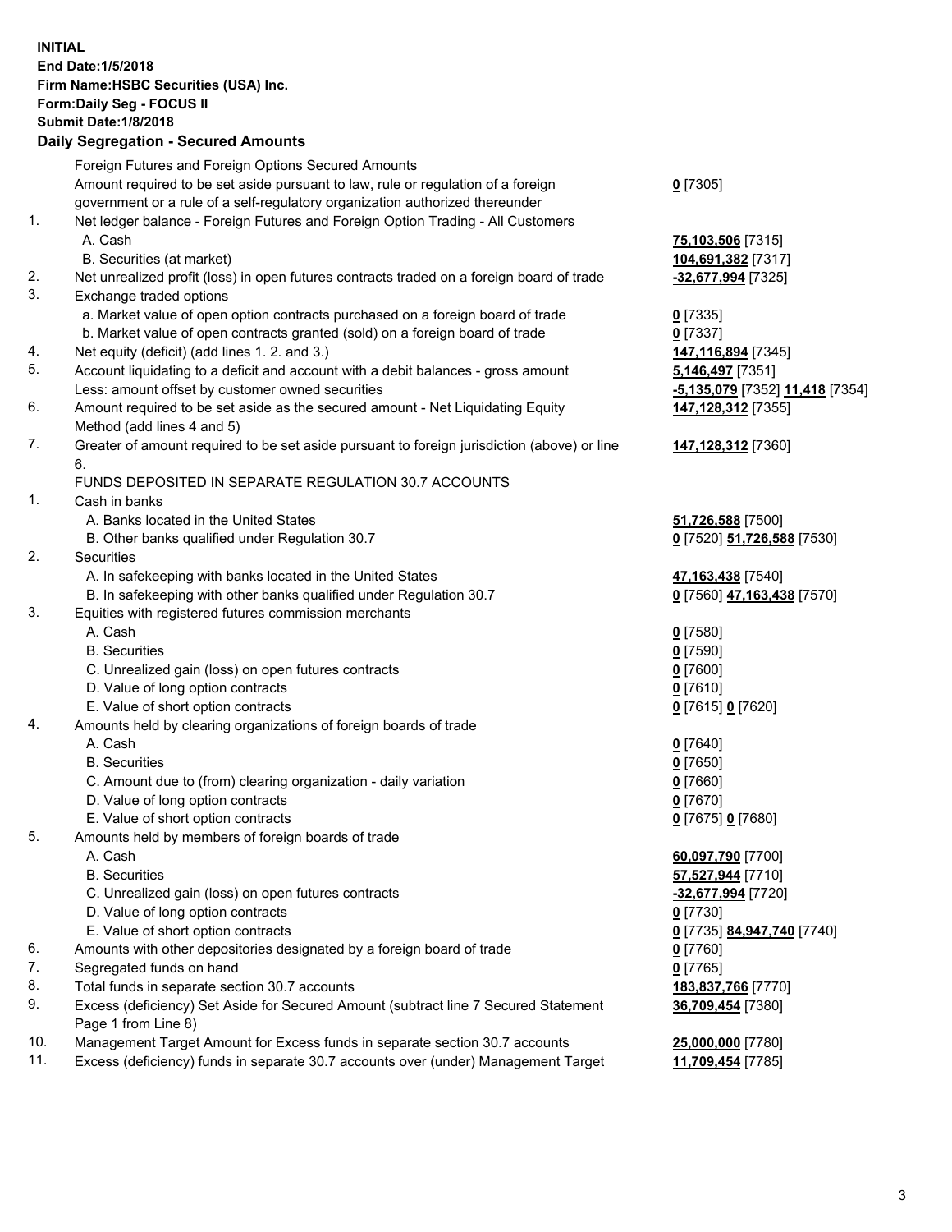**INITIAL**
**End Date:1/5/2018**
**Firm Name:HSBC Securities (USA) Inc.**
**Form:Daily Seg - FOCUS II**
**Submit Date:1/8/2018**

## Daily Segregation - Secured Amounts

| | | |
|---|---|---|
| | Foreign Futures and Foreign Options Secured Amounts | |
| | Amount required to be set aside pursuant to law, rule or regulation of a foreign government or a rule of a self-regulatory organization authorized thereunder | **0** [7305] |
| 1. | Net ledger balance - Foreign Futures and Foreign Option Trading - All Customers | |
| | A. Cash | **75,103,506** [7315] |
| | B. Securities (at market) | **104,691,382** [7317] |
| 2. | Net unrealized profit (loss) in open futures contracts traded on a foreign board of trade | **-32,677,994** [7325] |
| 3. | Exchange traded options | |
| | a. Market value of open option contracts purchased on a foreign board of trade | **0** [7335] |
| | b. Market value of open contracts granted (sold) on a foreign board of trade | **0** [7337] |
| 4. | Net equity (deficit) (add lines 1. 2. and 3.) | **147,116,894** [7345] |
| 5. | Account liquidating to a deficit and account with a debit balances - gross amount | **5,146,497** [7351] |
| | Less: amount offset by customer owned securities | **-5,135,079** [7352] **11,418** [7354] |
| 6. | Amount required to be set aside as the secured amount - Net Liquidating Equity Method (add lines 4 and 5) | **147,128,312** [7355] |
| 7. | Greater of amount required to be set aside pursuant to foreign jurisdiction (above) or line 6. | **147,128,312** [7360] |
| | FUNDS DEPOSITED IN SEPARATE REGULATION 30.7 ACCOUNTS | |
| 1. | Cash in banks | |
| | A. Banks located in the United States | **51,726,588** [7500] |
| | B. Other banks qualified under Regulation 30.7 | **0** [7520] **51,726,588** [7530] |
| 2. | Securities | |
| | A. In safekeeping with banks located in the United States | **47,163,438** [7540] |
| | B. In safekeeping with other banks qualified under Regulation 30.7 | **0** [7560] **47,163,438** [7570] |
| 3. | Equities with registered futures commission merchants | |
| | A. Cash | **0** [7580] |
| | B. Securities | **0** [7590] |
| | C. Unrealized gain (loss) on open futures contracts | **0** [7600] |
| | D. Value of long option contracts | **0** [7610] |
| | E. Value of short option contracts | **0** [7615] **0** [7620] |
| 4. | Amounts held by clearing organizations of foreign boards of trade | |
| | A. Cash | **0** [7640] |
| | B. Securities | **0** [7650] |
| | C. Amount due to (from) clearing organization - daily variation | **0** [7660] |
| | D. Value of long option contracts | **0** [7670] |
| | E. Value of short option contracts | **0** [7675] **0** [7680] |
| 5. | Amounts held by members of foreign boards of trade | |
| | A. Cash | **60,097,790** [7700] |
| | B. Securities | **57,527,944** [7710] |
| | C. Unrealized gain (loss) on open futures contracts | **-32,677,994** [7720] |
| | D. Value of long option contracts | **0** [7730] |
| | E. Value of short option contracts | **0** [7735] **84,947,740** [7740] |
| 6. | Amounts with other depositories designated by a foreign board of trade | **0** [7760] |
| 7. | Segregated funds on hand | **0** [7765] |
| 8. | Total funds in separate section 30.7 accounts | **183,837,766** [7770] |
| 9. | Excess (deficiency) Set Aside for Secured Amount (subtract line 7 Secured Statement Page 1 from Line 8) | **36,709,454** [7380] |
| 10. | Management Target Amount for Excess funds in separate section 30.7 accounts | **25,000,000** [7780] |
| 11. | Excess (deficiency) funds in separate 30.7 accounts over (under) Management Target | **11,709,454** [7785] |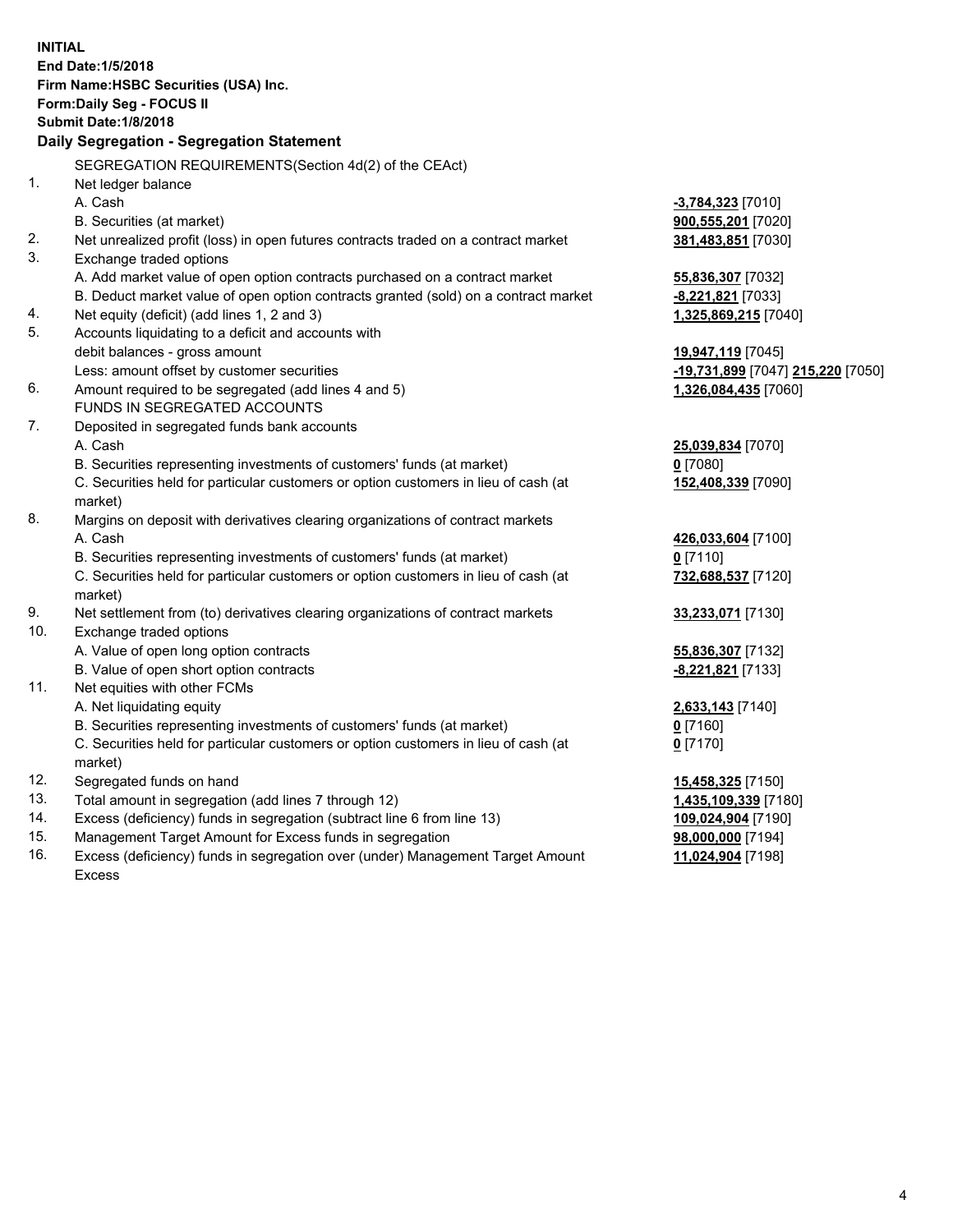**INITIAL**
**End Date:1/5/2018**
**Firm Name:HSBC Securities (USA) Inc.**
**Form:Daily Seg - FOCUS II**
**Submit Date:1/8/2018**

## Daily Segregation - Segregation Statement

SEGREGATION REQUIREMENTS(Section 4d(2) of the CEAct)

| | | |
|---|---|---|
| 1. | Net ledger balance | |
| | A. Cash | **-3,784,323** [7010] |
| | B. Securities (at market) | **900,555,201** [7020] |
| 2. | Net unrealized profit (loss) in open futures contracts traded on a contract market | **381,483,851** [7030] |
| 3. | Exchange traded options | |
| | A. Add market value of open option contracts purchased on a contract market | **55,836,307** [7032] |
| | B. Deduct market value of open option contracts granted (sold) on a contract market | **-8,221,821** [7033] |
| 4. | Net equity (deficit) (add lines 1, 2 and 3) | **1,325,869,215** [7040] |
| 5. | Accounts liquidating to a deficit and accounts with debit balances - gross amount | **19,947,119** [7045] |
| | Less: amount offset by customer securities | **-19,731,899** [7047] **215,220** [7050] |
| 6. | Amount required to be segregated (add lines 4 and 5) | **1,326,084,435** [7060] |
| | FUNDS IN SEGREGATED ACCOUNTS | |
| 7. | Deposited in segregated funds bank accounts | |
| | A. Cash | **25,039,834** [7070] |
| | B. Securities representing investments of customers' funds (at market) | **0** [7080] |
| | C. Securities held for particular customers or option customers in lieu of cash (at market) | **152,408,339** [7090] |
| 8. | Margins on deposit with derivatives clearing organizations of contract markets | |
| | A. Cash | **426,033,604** [7100] |
| | B. Securities representing investments of customers' funds (at market) | **0** [7110] |
| | C. Securities held for particular customers or option customers in lieu of cash (at market) | **732,688,537** [7120] |
| 9. | Net settlement from (to) derivatives clearing organizations of contract markets | **33,233,071** [7130] |
| 10. | Exchange traded options | |
| | A. Value of open long option contracts | **55,836,307** [7132] |
| | B. Value of open short option contracts | **-8,221,821** [7133] |
| 11. | Net equities with other FCMs | |
| | A. Net liquidating equity | **2,633,143** [7140] |
| | B. Securities representing investments of customers' funds (at market) | **0** [7160] |
| | C. Securities held for particular customers or option customers in lieu of cash (at market) | **0** [7170] |
| 12. | Segregated funds on hand | **15,458,325** [7150] |
| 13. | Total amount in segregation (add lines 7 through 12) | **1,435,109,339** [7180] |
| 14. | Excess (deficiency) funds in segregation (subtract line 6 from line 13) | **109,024,904** [7190] |
| 15. | Management Target Amount for Excess funds in segregation | **98,000,000** [7194] |
| 16. | Excess (deficiency) funds in segregation over (under) Management Target Amount Excess | **11,024,904** [7198] |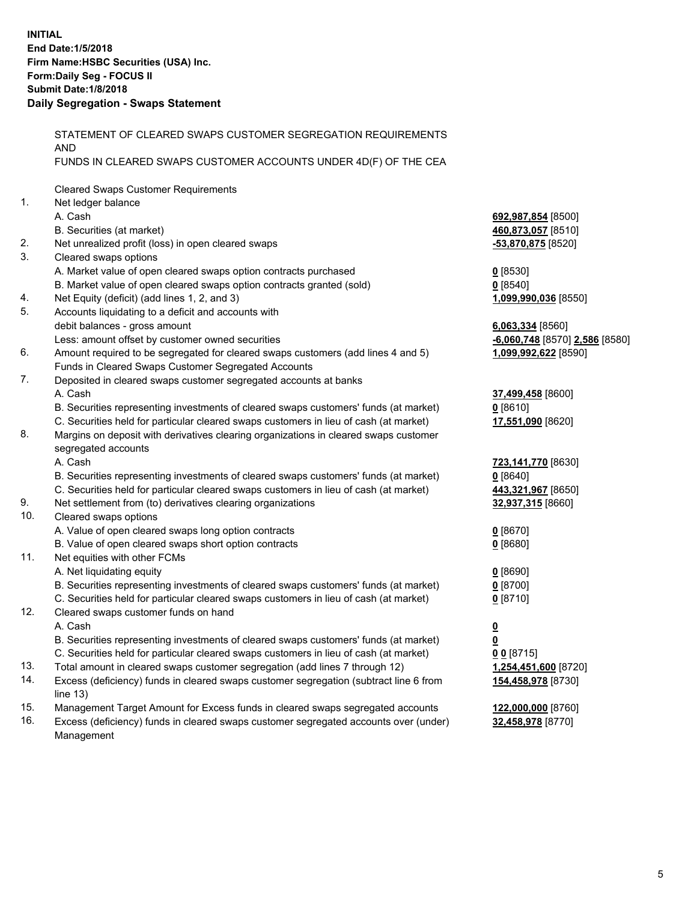**INITIAL**
**End Date:1/5/2018**
**Firm Name:HSBC Securities (USA) Inc.**
**Form:Daily Seg - FOCUS II**
**Submit Date:1/8/2018**
**Daily Segregation - Swaps Statement**

STATEMENT OF CLEARED SWAPS CUSTOMER SEGREGATION REQUIREMENTS AND FUNDS IN CLEARED SWAPS CUSTOMER ACCOUNTS UNDER 4D(F) OF THE CEA

| | | |
|---|---|---|
| | Cleared Swaps Customer Requirements | |
| 1. | Net ledger balance | |
| | A. Cash | **692,987,854** [8500] |
| | B. Securities (at market) | **460,873,057** [8510] |
| 2. | Net unrealized profit (loss) in open cleared swaps | **-53,870,875** [8520] |
| 3. | Cleared swaps options | |
| | A. Market value of open cleared swaps option contracts purchased | **0** [8530] |
| | B. Market value of open cleared swaps option contracts granted (sold) | **0** [8540] |
| 4. | Net Equity (deficit) (add lines 1, 2, and 3) | **1,099,990,036** [8550] |
| 5. | Accounts liquidating to a deficit and accounts with debit balances - gross amount | **6,063,334** [8560] |
| | Less: amount offset by customer owned securities | **-6,060,748** [8570] **2,586** [8580] |
| 6. | Amount required to be segregated for cleared swaps customers (add lines 4 and 5) | **1,099,992,622** [8590] |
| | Funds in Cleared Swaps Customer Segregated Accounts | |
| 7. | Deposited in cleared swaps customer segregated accounts at banks | |
| | A. Cash | **37,499,458** [8600] |
| | B. Securities representing investments of cleared swaps customers' funds (at market) | **0** [8610] |
| | C. Securities held for particular cleared swaps customers in lieu of cash (at market) | **17,551,090** [8620] |
| 8. | Margins on deposit with derivatives clearing organizations in cleared swaps customer segregated accounts | |
| | A. Cash | **723,141,770** [8630] |
| | B. Securities representing investments of cleared swaps customers' funds (at market) | **0** [8640] |
| | C. Securities held for particular cleared swaps customers in lieu of cash (at market) | **443,321,967** [8650] |
| 9. | Net settlement from (to) derivatives clearing organizations | **32,937,315** [8660] |
| 10. | Cleared swaps options | |
| | A. Value of open cleared swaps long option contracts | **0** [8670] |
| | B. Value of open cleared swaps short option contracts | **0** [8680] |
| 11. | Net equities with other FCMs | |
| | A. Net liquidating equity | **0** [8690] |
| | B. Securities representing investments of cleared swaps customers' funds (at market) | **0** [8700] |
| | C. Securities held for particular cleared swaps customers in lieu of cash (at market) | **0** [8710] |
| 12. | Cleared swaps customer funds on hand | |
| | A. Cash | **0** |
| | B. Securities representing investments of cleared swaps customers' funds (at market) | **0** |
| | C. Securities held for particular cleared swaps customers in lieu of cash (at market) | **0** **0** [8715] |
| 13. | Total amount in cleared swaps customer segregation (add lines 7 through 12) | **1,254,451,600** [8720] |
| 14. | Excess (deficiency) funds in cleared swaps customer segregation (subtract line 6 from line 13) | **154,458,978** [8730] |
| 15. | Management Target Amount for Excess funds in cleared swaps segregated accounts | **122,000,000** [8760] |
| 16. | Excess (deficiency) funds in cleared swaps customer segregated accounts over (under) Management | **32,458,978** [8770] |